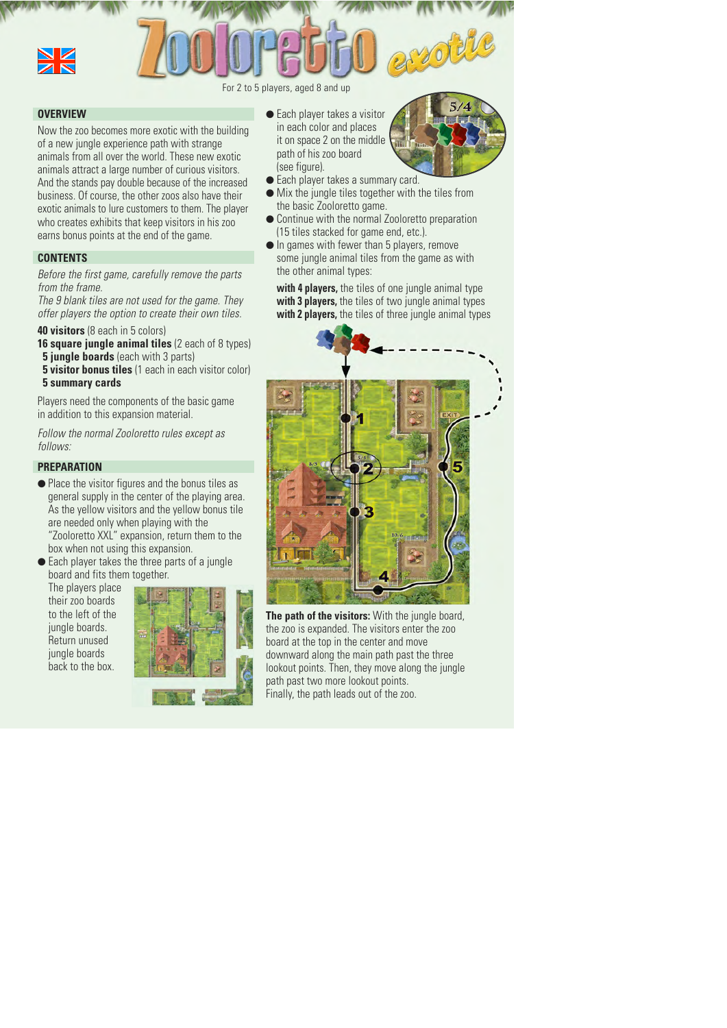# Zooloretto exotic

For 2 to 5 players, aged 8 and up

## OVERVIEW

Now the zoo becomes more exotic with the building of a new jungle experience path with strange animals from all over the world. These new exotic animals attract a large number of curious visitors. And the stands pay double because of the increased business. Of course, the other zoos also have their exotic animals to lure customers to them. The player who creates exhibits that keep visitors in his zoo earns bonus points at the end of the game.

## CONTENTS

*Before the first game, carefully remove the parts from the frame.*
*The 9 blank tiles are not used for the game. They offer players the option to create their own tiles.*

**40 visitors** (8 each in 5 colors)
**16 square jungle animal tiles** (2 each of 8 types)
**5 jungle boards** (each with 3 parts)
**5 visitor bonus tiles** (1 each in each visitor color)
**5 summary cards**

Players need the components of the basic game in addition to this expansion material.

*Follow the normal Zooloretto rules except as follows:*

## PREPARATION

- Place the visitor figures and the bonus tiles as general supply in the center of the playing area. As the yellow visitors and the yellow bonus tile are needed only when playing with the "Zooloretto XXL" expansion, return them to the box when not using this expansion.
- Each player takes the three parts of a jungle board and fits them together.
  The players place their zoo boards to the left of the jungle boards. Return unused jungle boards back to the box.
- Each player takes a visitor in each color and places it on space 2 on the middle path of his zoo board (see figure).
- Each player takes a summary card.
- Mix the jungle tiles together with the tiles from the basic Zooloretto game.
- Continue with the normal Zooloretto preparation (15 tiles stacked for game end, etc.).
- In games with fewer than 5 players, remove some jungle animal tiles from the game as with the other animal types:

  **with 4 players,** the tiles of one jungle animal type
  **with 3 players,** the tiles of two jungle animal types
  **with 2 players,** the tiles of three jungle animal types

**The path of the visitors:** With the jungle board, the zoo is expanded. The visitors enter the zoo board at the top in the center and move downward along the main path past the three lookout points. Then, they move along the jungle path past two more lookout points. Finally, the path leads out of the zoo.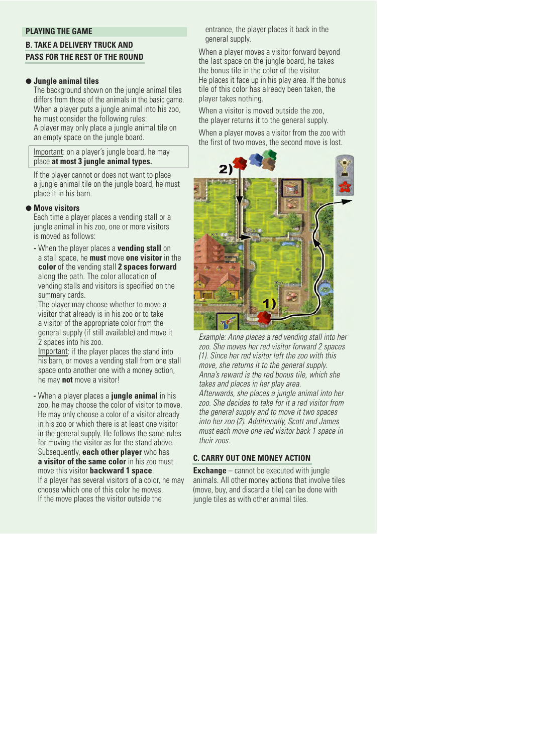## PLAYING THE GAME

### B. TAKE A DELIVERY TRUCK AND PASS FOR THE REST OF THE ROUND

● **Jungle animal tiles**

The background shown on the jungle animal tiles differs from those of the animals in the basic game. When a player puts a jungle animal into his zoo, he must consider the following rules:
A player may only place a jungle animal tile on an empty space on the jungle board.

> Important: on a player's jungle board, he may place **at most 3 jungle animal types.**

If the player cannot or does not want to place a jungle animal tile on the jungle board, he must place it in his barn.

● **Move visitors**

Each time a player places a vending stall or a jungle animal in his zoo, one or more visitors is moved as follows:

- When the player places a **vending stall** on a stall space, he **must** move **one visitor** in the **color** of the vending stall **2 spaces forward** along the path. The color allocation of vending stalls and visitors is specified on the summary cards.
  The player may choose whether to move a visitor that already is in his zoo or to take a visitor of the appropriate color from the general supply (if still available) and move it 2 spaces into his zoo.
  Important: if the player places the stand into his barn, or moves a vending stall from one stall space onto another one with a money action, he may **not** move a visitor!

- When a player places a **jungle animal** in his zoo, he may choose the color of visitor to move. He may only choose a color of a visitor already in his zoo or which there is at least one visitor in the general supply. He follows the same rules for moving the visitor as for the stand above.
  Subsequently, **each other player** who has **a visitor of the same color** in his zoo must move this visitor **backward 1 space**.
  If a player has several visitors of a color, he may choose which one of this color he moves.
  If the move places the visitor outside the entrance, the player places it back in the general supply.

When a player moves a visitor forward beyond the last space on the jungle board, he takes the bonus tile in the color of the visitor.
He places it face up in his play area. If the bonus tile of this color has already been taken, the player takes nothing.

When a visitor is moved outside the zoo, the player returns it to the general supply.

When a player moves a visitor from the zoo with the first of two moves, the second move is lost.

*Example: Anna places a red vending stall into her zoo. She moves her red visitor forward 2 spaces (1). Since her red visitor left the zoo with this move, she returns it to the general supply. Anna's reward is the red bonus tile, which she takes and places in her play area.*
*Afterwards, she places a jungle animal into her zoo. She decides to take for it a red visitor from the general supply and to move it two spaces into her zoo (2). Additionally, Scott and James must each move one red visitor back 1 space in their zoos.*

### C. CARRY OUT ONE MONEY ACTION

**Exchange** – cannot be executed with jungle animals. All other money actions that involve tiles (move, buy, and discard a tile) can be done with jungle tiles as with other animal tiles.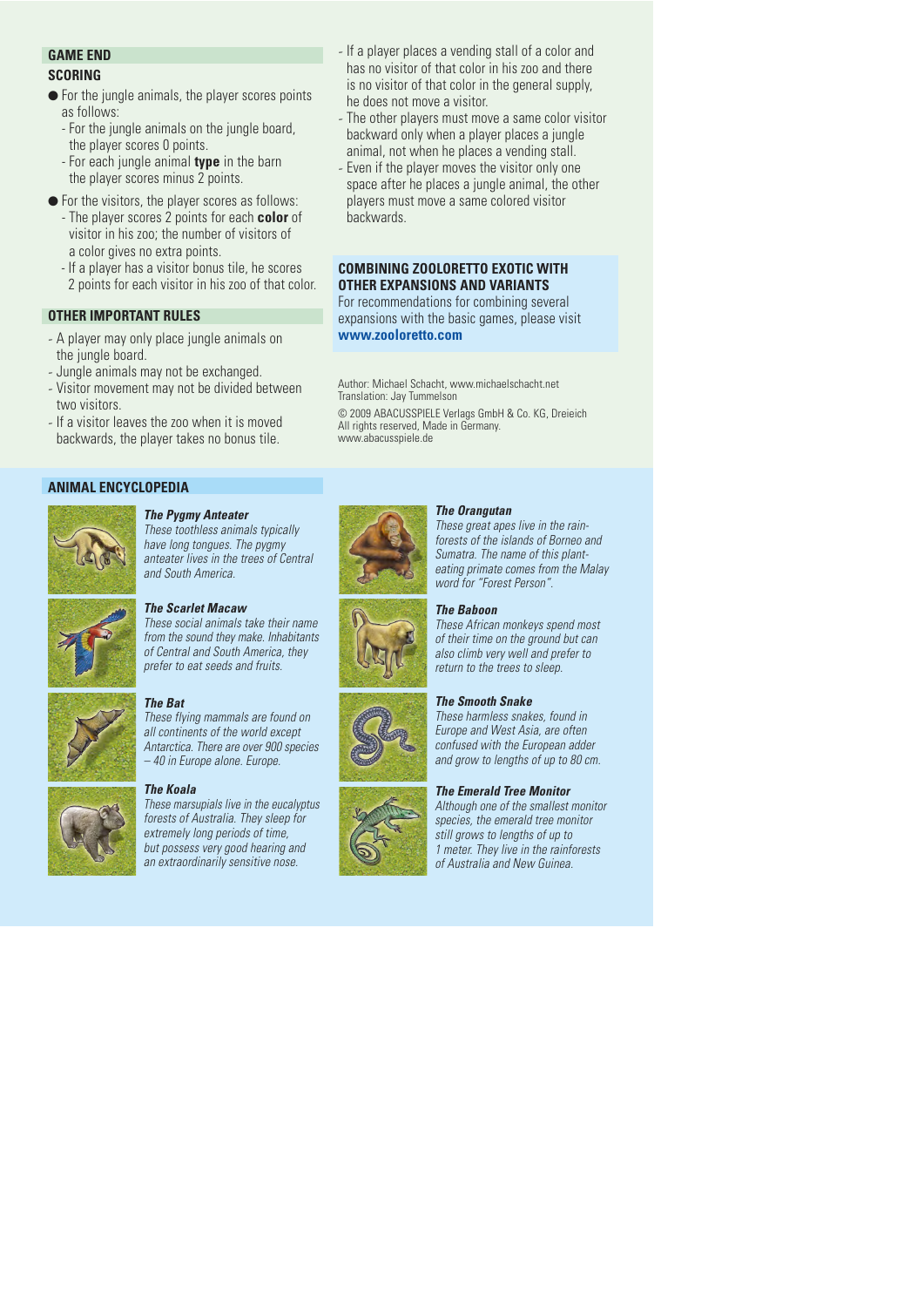## GAME END

### SCORING

- For the jungle animals, the player scores points as follows:
  - For the jungle animals on the jungle board, the player scores 0 points.
  - For each jungle animal **type** in the barn the player scores minus 2 points.
- For the visitors, the player scores as follows:
  - The player scores 2 points for each **color** of visitor in his zoo; the number of visitors of a color gives no extra points.
  - If a player has a visitor bonus tile, he scores 2 points for each visitor in his zoo of that color.

## OTHER IMPORTANT RULES

- A player may only place jungle animals on the jungle board.
- Jungle animals may not be exchanged.
- Visitor movement may not be divided between two visitors.
- If a visitor leaves the zoo when it is moved backwards, the player takes no bonus tile.
- If a player places a vending stall of a color and has no visitor of that color in his zoo and there is no visitor of that color in the general supply, he does not move a visitor.
- The other players must move a same color visitor backward only when a player places a jungle animal, not when he places a vending stall.
- Even if the player moves the visitor only one space after he places a jungle animal, the other players must move a same colored visitor backwards.

## COMBINING ZOOLORETTO EXOTIC WITH OTHER EXPANSIONS AND VARIANTS

For recommendations for combining several expansions with the basic games, please visit **www.zooloretto.com**

Author: Michael Schacht, www.michaelschacht.net
Translation: Jay Tummelson

© 2009 ABACUSSPIELE Verlags GmbH & Co. KG, Dreieich
All rights reserved, Made in Germany.
www.abacusspiele.de

## ANIMAL ENCYCLOPEDIA

***The Pygmy Anteater***
*These toothless animals typically have long tongues. The pygmy anteater lives in the trees of Central and South America.*

***The Scarlet Macaw***
*These social animals take their name from the sound they make. Inhabitants of Central and South America, they prefer to eat seeds and fruits.*

***The Bat***
*These flying mammals are found on all continents of the world except Antarctica. There are over 900 species – 40 in Europe alone. Europe.*

***The Koala***
*These marsupials live in the eucalyptus forests of Australia. They sleep for extremely long periods of time, but possess very good hearing and an extraordinarily sensitive nose.*

***The Orangutan***
*These great apes live in the rainforests of the islands of Borneo and Sumatra. The name of this plant-eating primate comes from the Malay word for "Forest Person".*

***The Baboon***
*These African monkeys spend most of their time on the ground but can also climb very well and prefer to return to the trees to sleep.*

***The Smooth Snake***
*These harmless snakes, found in Europe and West Asia, are often confused with the European adder and grow to lengths of up to 80 cm.*

***The Emerald Tree Monitor***
*Although one of the smallest monitor species, the emerald tree monitor still grows to lengths of up to 1 meter. They live in the rainforests of Australia and New Guinea.*